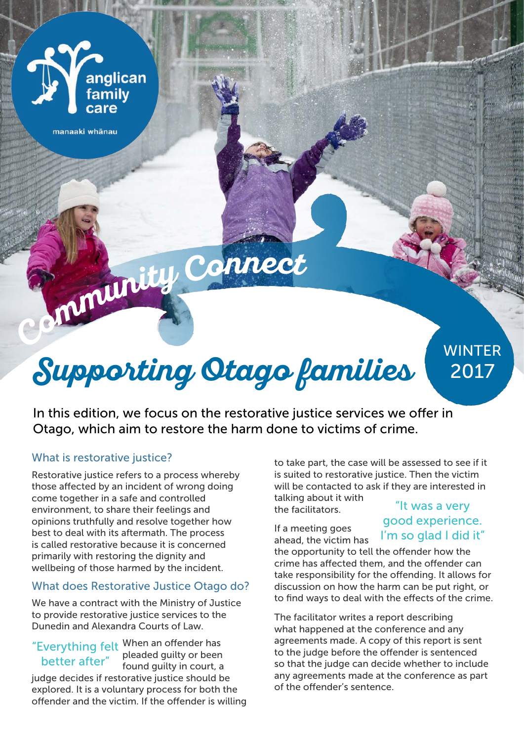anglican family care

manaaki whānau

# Community Connect

# Supporting Otago families

WINTER 2017

In this edition, we focus on the restorative justice services we offer in Otago, which aim to restore the harm done to victims of crime.

## What is restorative justice?

Restorative justice refers to a process whereby those affected by an incident of wrong doing come together in a safe and controlled environment, to share their feelings and opinions truthfully and resolve together how best to deal with its aftermath. The process is called restorative because it is concerned primarily with restoring the dignity and wellbeing of those harmed by the incident.

## What does Restorative Justice Otago do?

We have a contract with the Ministry of Justice to provide restorative justice services to the Dunedin and Alexandra Courts of Law.

> "Everything felt better after"

When an offender has pleaded guilty or been found guilty in court, a judge decides if restorative justice should be explored. It is a voluntary process for both the offender and the victim. If the offender is willing to take part, the case will be assessed to see if it is suited to restorative justice. Then the victim will be contacted to ask if they are interested in talking about it with the facilitators.

> "It was a very good experience. I'm so glad I did it"

If a meeting goes ahead, the victim has the opportunity to tell the offender how the crime has affected them, and the offender can take responsibility for the offending. It allows for discussion on how the harm can be put right, or to find ways to deal with the effects of the crime.

The facilitator writes a report describing what happened at the conference and any agreements made. A copy of this report is sent to the judge before the offender is sentenced so that the judge can decide whether to include any agreements made at the conference as part of the offender's sentence.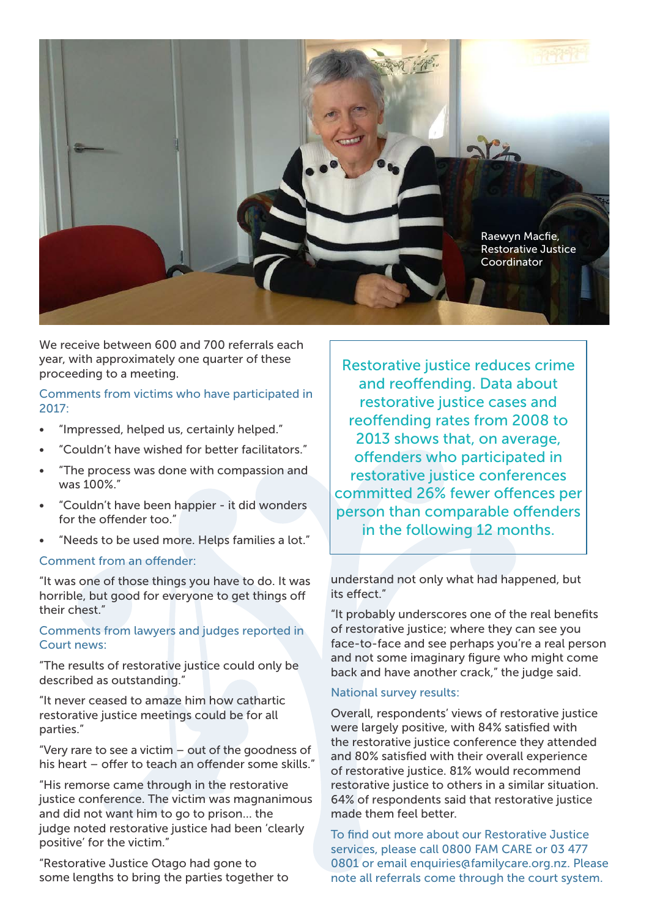Raewyn Macfie, Restorative Justice Coordinator

We receive between 600 and 700 referrals each year, with approximately one quarter of these proceeding to a meeting.

Comments from victims who have participated in 2017:

- "Impressed, helped us, certainly helped."
- "Couldn't have wished for better facilitators."
- "The process was done with compassion and was 100%."
- "Couldn't have been happier - it did wonders for the offender too."
- "Needs to be used more. Helps families a lot."

Comment from an offender:

"It was one of those things you have to do. It was horrible, but good for everyone to get things off their chest."

Comments from lawyers and judges reported in Court news:

"The results of restorative justice could only be described as outstanding."

"It never ceased to amaze him how cathartic restorative justice meetings could be for all parties."

"Very rare to see a victim – out of the goodness of his heart – offer to teach an offender some skills."

"His remorse came through in the restorative justice conference. The victim was magnanimous and did not want him to go to prison... the judge noted restorative justice had been 'clearly positive' for the victim."

"Restorative Justice Otago had gone to some lengths to bring the parties together to understand not only what had happened, but its effect."

"It probably underscores one of the real benefits of restorative justice; where they can see you face-to-face and see perhaps you're a real person and not some imaginary figure who might come back and have another crack," the judge said.

> Restorative justice reduces crime and reoffending. Data about restorative justice cases and reoffending rates from 2008 to 2013 shows that, on average, offenders who participated in restorative justice conferences committed 26% fewer offences per person than comparable offenders in the following 12 months.

National survey results:

Overall, respondents' views of restorative justice were largely positive, with 84% satisfied with the restorative justice conference they attended and 80% satisfied with their overall experience of restorative justice. 81% would recommend restorative justice to others in a similar situation. 64% of respondents said that restorative justice made them feel better.

To find out more about our Restorative Justice services, please call 0800 FAM CARE or 03 477 0801 or email enquiries@familycare.org.nz. Please note all referrals come through the court system.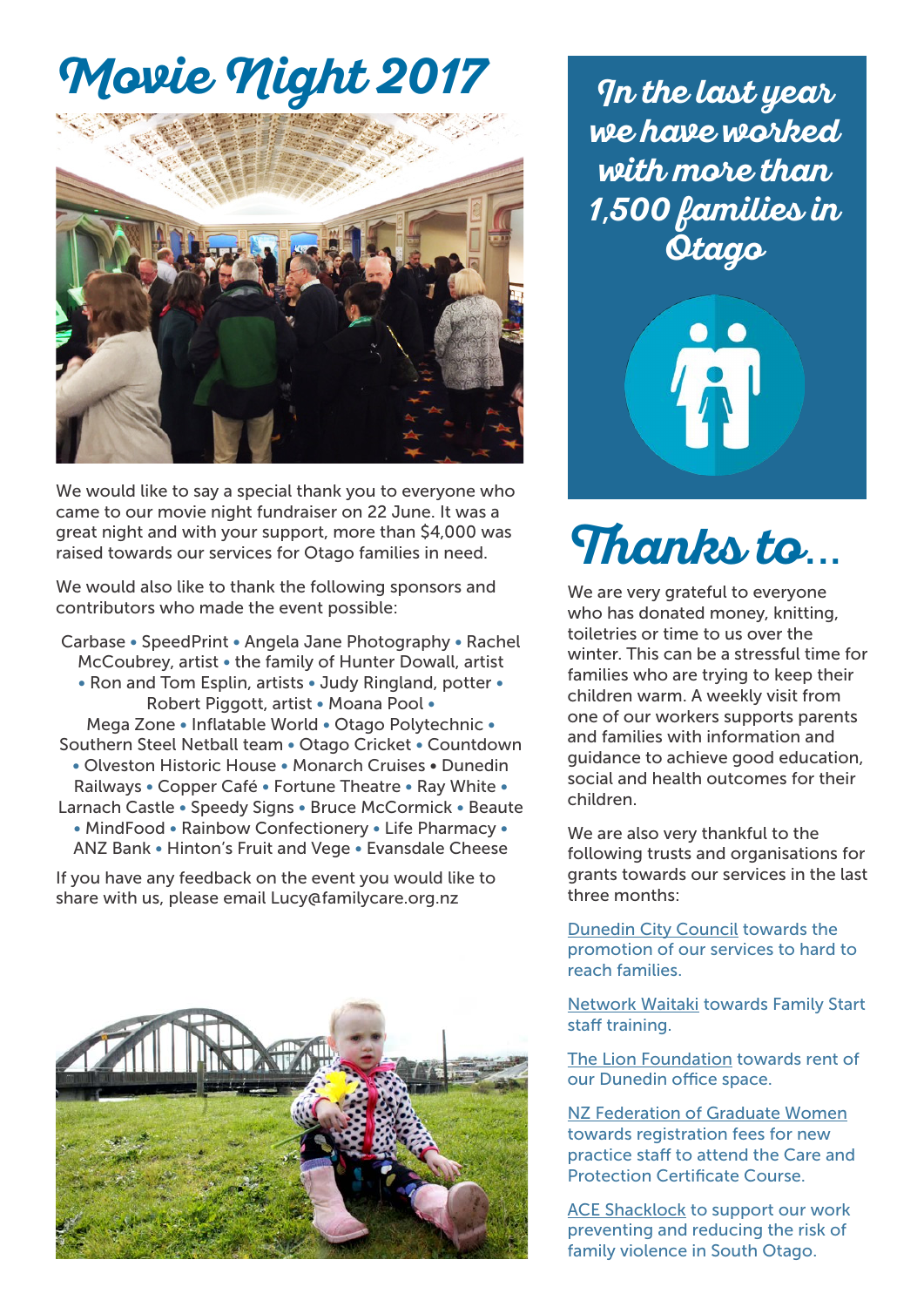# Movie Night 2017

We would like to say a special thank you to everyone who came to our movie night fundraiser on 22 June. It was a great night and with your support, more than $4,000 was raised towards our services for Otago families in need.

We would also like to thank the following sponsors and contributors who made the event possible:

Carbase • SpeedPrint • Angela Jane Photography • Rachel McCoubrey, artist • the family of Hunter Dowall, artist • Ron and Tom Esplin, artists • Judy Ringland, potter • Robert Piggott, artist • Moana Pool • Mega Zone • Inflatable World • Otago Polytechnic • Southern Steel Netball team • Otago Cricket • Countdown • Olveston Historic House • Monarch Cruises • Dunedin Railways • Copper Café • Fortune Theatre • Ray White • Larnach Castle • Speedy Signs • Bruce McCormick • Beaute • MindFood • Rainbow Confectionery • Life Pharmacy • ANZ Bank • Hinton's Fruit and Vege • Evansdale Cheese

If you have any feedback on the event you would like to share with us, please email Lucy@familycare.org.nz

## In the last year we have worked with more than 1,500 families in Otago

# Thanks to...

We are very grateful to everyone who has donated money, knitting, toiletries or time to us over the winter. This can be a stressful time for families who are trying to keep their children warm. A weekly visit from one of our workers supports parents and families with information and guidance to achieve good education, social and health outcomes for their children.

We are also very thankful to the following trusts and organisations for grants towards our services in the last three months:

Dunedin City Council towards the promotion of our services to hard to reach families.

Network Waitaki towards Family Start staff training.

The Lion Foundation towards rent of our Dunedin office space.

NZ Federation of Graduate Women towards registration fees for new practice staff to attend the Care and Protection Certificate Course.

ACE Shacklock to support our work preventing and reducing the risk of family violence in South Otago.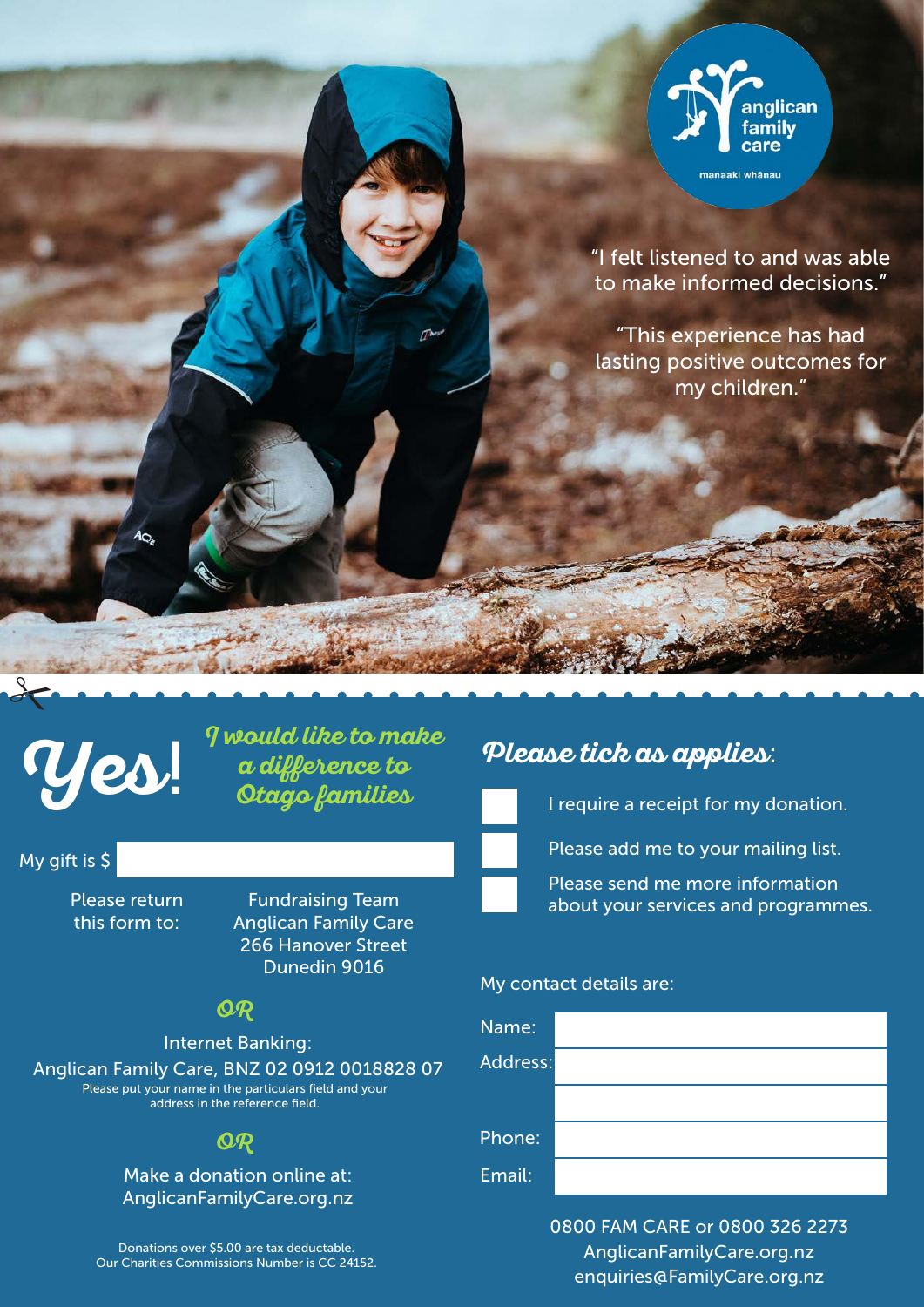anglican family care

manaaki whānau

"I felt listened to and was able to make informed decisions."

"This experience has had lasting positive outcomes for my children."

# Yes! *I would like to make a difference to Otago families*

My gift is $ ______________________

Please return this form to:

Fundraising Team
Anglican Family Care
266 Hanover Street
Dunedin 9016

***OR***

Internet Banking:
Anglican Family Care, BNZ 02 0912 0018828 07
Please put your name in the particulars field and your address in the reference field.

***OR***

Make a donation online at:
AnglicanFamilyCare.org.nz

Donations over $5.00 are tax deductable.
Our Charities Commissions Number is CC 24152.

## *Please tick as applies:*

- [ ] I require a receipt for my donation.
- [ ] Please add me to your mailing list.
- [ ] Please send me more information about your services and programmes.

My contact details are:

Name: ______________________

Address: ______________________

______________________

Phone: ______________________

Email: ______________________

0800 FAM CARE or 0800 326 2273
AnglicanFamilyCare.org.nz
enquiries@FamilyCare.org.nz